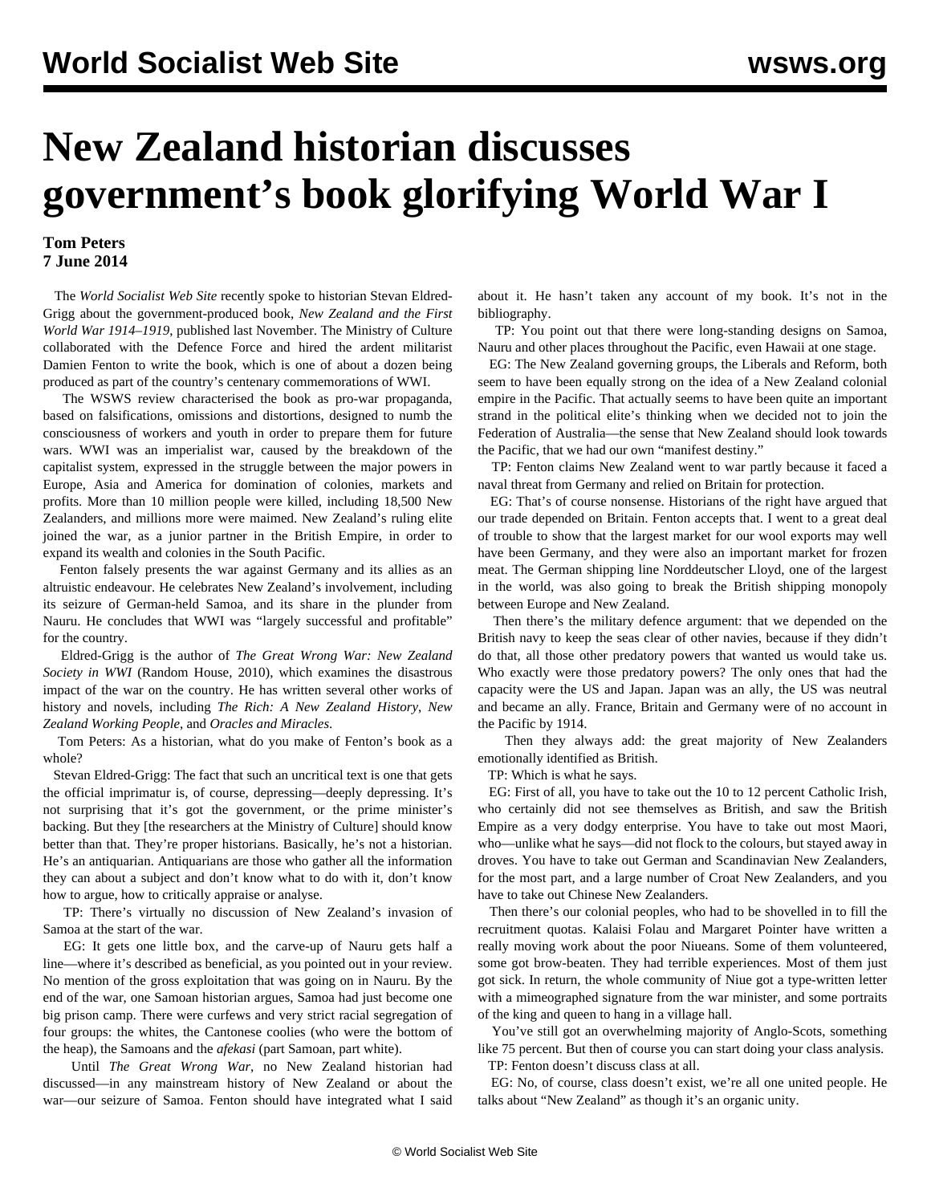# New Zealand historian discusses government's book glorifying World War I

**Tom Peters**
**7 June 2014**

The *World Socialist Web Site* recently spoke to historian Stevan Eldred-Grigg about the government-produced book, *New Zealand and the First World War 1914–1919*, published last November. The Ministry of Culture collaborated with the Defence Force and hired the ardent militarist Damien Fenton to write the book, which is one of about a dozen being produced as part of the country's centenary commemorations of WWI.

The WSWS review characterised the book as pro-war propaganda, based on falsifications, omissions and distortions, designed to numb the consciousness of workers and youth in order to prepare them for future wars. WWI was an imperialist war, caused by the breakdown of the capitalist system, expressed in the struggle between the major powers in Europe, Asia and America for domination of colonies, markets and profits. More than 10 million people were killed, including 18,500 New Zealanders, and millions more were maimed. New Zealand's ruling elite joined the war, as a junior partner in the British Empire, in order to expand its wealth and colonies in the South Pacific.

Fenton falsely presents the war against Germany and its allies as an altruistic endeavour. He celebrates New Zealand's involvement, including its seizure of German-held Samoa, and its share in the plunder from Nauru. He concludes that WWI was "largely successful and profitable" for the country.

Eldred-Grigg is the author of *The Great Wrong War: New Zealand Society in WWI* (Random House, 2010), which examines the disastrous impact of the war on the country. He has written several other works of history and novels, including *The Rich: A New Zealand History*, *New Zealand Working People*, and *Oracles and Miracles*.

Tom Peters: As a historian, what do you make of Fenton's book as a whole?

Stevan Eldred-Grigg: The fact that such an uncritical text is one that gets the official imprimatur is, of course, depressing—deeply depressing. It's not surprising that it's got the government, or the prime minister's backing. But they [the researchers at the Ministry of Culture] should know better than that. They're proper historians. Basically, he's not a historian. He's an antiquarian. Antiquarians are those who gather all the information they can about a subject and don't know what to do with it, don't know how to argue, how to critically appraise or analyse.

TP: There's virtually no discussion of New Zealand's invasion of Samoa at the start of the war.

EG: It gets one little box, and the carve-up of Nauru gets half a line—where it's described as beneficial, as you pointed out in your review. No mention of the gross exploitation that was going on in Nauru. By the end of the war, one Samoan historian argues, Samoa had just become one big prison camp. There were curfews and very strict racial segregation of four groups: the whites, the Cantonese coolies (who were the bottom of the heap), the Samoans and the *afekasi* (part Samoan, part white).

Until *The Great Wrong War*, no New Zealand historian had discussed—in any mainstream history of New Zealand or about the war—our seizure of Samoa. Fenton should have integrated what I said about it. He hasn't taken any account of my book. It's not in the bibliography.

TP: You point out that there were long-standing designs on Samoa, Nauru and other places throughout the Pacific, even Hawaii at one stage.

EG: The New Zealand governing groups, the Liberals and Reform, both seem to have been equally strong on the idea of a New Zealand colonial empire in the Pacific. That actually seems to have been quite an important strand in the political elite's thinking when we decided not to join the Federation of Australia—the sense that New Zealand should look towards the Pacific, that we had our own "manifest destiny."

TP: Fenton claims New Zealand went to war partly because it faced a naval threat from Germany and relied on Britain for protection.

EG: That's of course nonsense. Historians of the right have argued that our trade depended on Britain. Fenton accepts that. I went to a great deal of trouble to show that the largest market for our wool exports may well have been Germany, and they were also an important market for frozen meat. The German shipping line Norddeutscher Lloyd, one of the largest in the world, was also going to break the British shipping monopoly between Europe and New Zealand.

Then there's the military defence argument: that we depended on the British navy to keep the seas clear of other navies, because if they didn't do that, all those other predatory powers that wanted us would take us. Who exactly were those predatory powers? The only ones that had the capacity were the US and Japan. Japan was an ally, the US was neutral and became an ally. France, Britain and Germany were of no account in the Pacific by 1914.

Then they always add: the great majority of New Zealanders emotionally identified as British.

TP: Which is what he says.

EG: First of all, you have to take out the 10 to 12 percent Catholic Irish, who certainly did not see themselves as British, and saw the British Empire as a very dodgy enterprise. You have to take out most Maori, who—unlike what he says—did not flock to the colours, but stayed away in droves. You have to take out German and Scandinavian New Zealanders, for the most part, and a large number of Croat New Zealanders, and you have to take out Chinese New Zealanders.

Then there's our colonial peoples, who had to be shovelled in to fill the recruitment quotas. Kalaisi Folau and Margaret Pointer have written a really moving work about the poor Niueans. Some of them volunteered, some got brow-beaten. They had terrible experiences. Most of them just got sick. In return, the whole community of Niue got a type-written letter with a mimeographed signature from the war minister, and some portraits of the king and queen to hang in a village hall.

You've still got an overwhelming majority of Anglo-Scots, something like 75 percent. But then of course you can start doing your class analysis.

TP: Fenton doesn't discuss class at all.

EG: No, of course, class doesn't exist, we're all one united people. He talks about "New Zealand" as though it's an organic unity.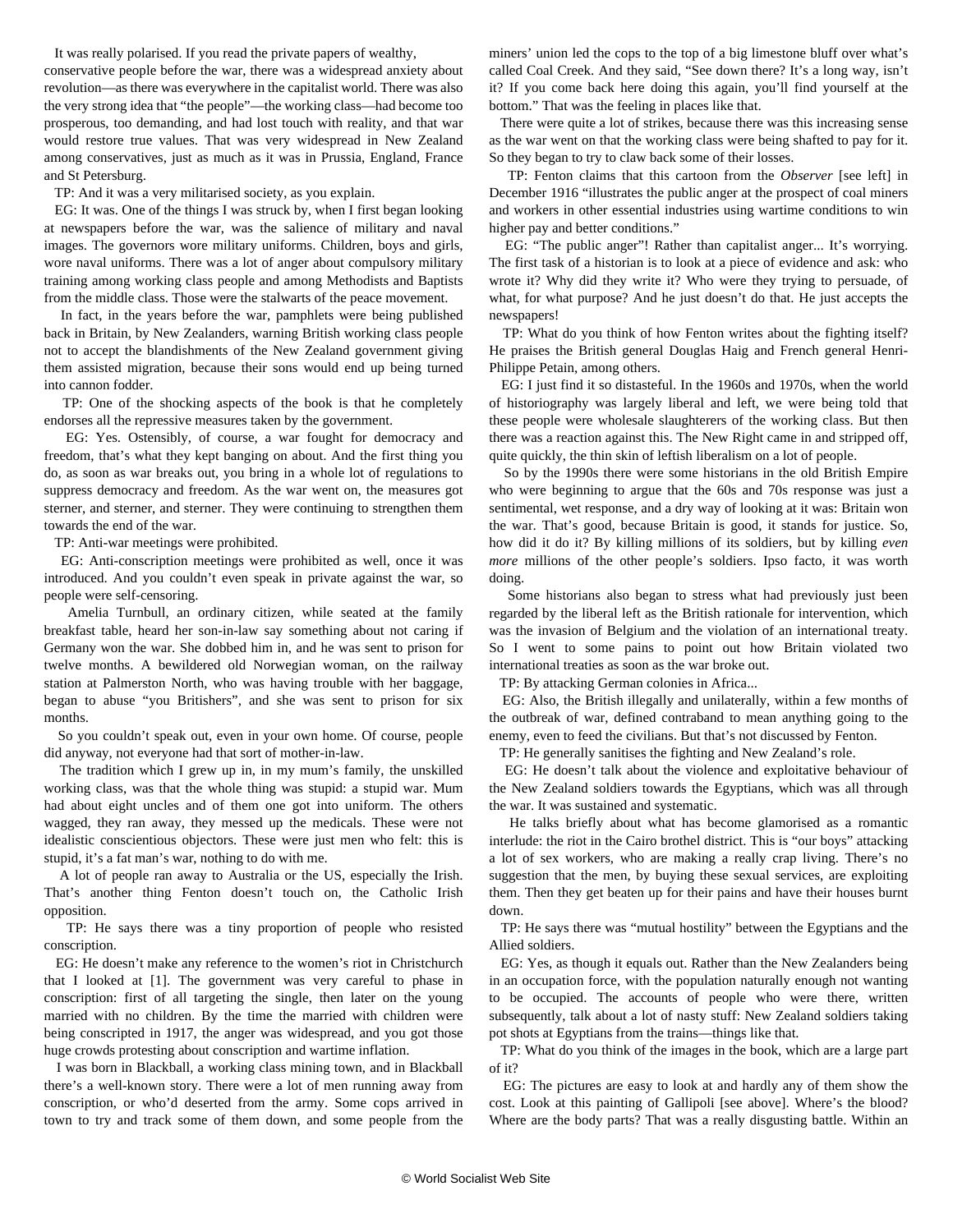It was really polarised. If you read the private papers of wealthy, conservative people before the war, there was a widespread anxiety about revolution—as there was everywhere in the capitalist world. There was also the very strong idea that "the people"—the working class—had become too prosperous, too demanding, and had lost touch with reality, and that war would restore true values. That was very widespread in New Zealand among conservatives, just as much as it was in Prussia, England, France and St Petersburg.

TP: And it was a very militarised society, as you explain.

EG: It was. One of the things I was struck by, when I first began looking at newspapers before the war, was the salience of military and naval images. The governors wore military uniforms. Children, boys and girls, wore naval uniforms. There was a lot of anger about compulsory military training among working class people and among Methodists and Baptists from the middle class. Those were the stalwarts of the peace movement.

In fact, in the years before the war, pamphlets were being published back in Britain, by New Zealanders, warning British working class people not to accept the blandishments of the New Zealand government giving them assisted migration, because their sons would end up being turned into cannon fodder.

TP: One of the shocking aspects of the book is that he completely endorses all the repressive measures taken by the government.

EG: Yes. Ostensibly, of course, a war fought for democracy and freedom, that's what they kept banging on about. And the first thing you do, as soon as war breaks out, you bring in a whole lot of regulations to suppress democracy and freedom. As the war went on, the measures got sterner, and sterner, and sterner. They were continuing to strengthen them towards the end of the war.

TP: Anti-war meetings were prohibited.

EG: Anti-conscription meetings were prohibited as well, once it was introduced. And you couldn't even speak in private against the war, so people were self-censoring.

Amelia Turnbull, an ordinary citizen, while seated at the family breakfast table, heard her son-in-law say something about not caring if Germany won the war. She dobbed him in, and he was sent to prison for twelve months. A bewildered old Norwegian woman, on the railway station at Palmerston North, who was having trouble with her baggage, began to abuse "you Britishers", and she was sent to prison for six months.

So you couldn't speak out, even in your own home. Of course, people did anyway, not everyone had that sort of mother-in-law.

The tradition which I grew up in, in my mum's family, the unskilled working class, was that the whole thing was stupid: a stupid war. Mum had about eight uncles and of them one got into uniform. The others wagged, they ran away, they messed up the medicals. These were not idealistic conscientious objectors. These were just men who felt: this is stupid, it's a fat man's war, nothing to do with me.

A lot of people ran away to Australia or the US, especially the Irish. That's another thing Fenton doesn't touch on, the Catholic Irish opposition.

TP: He says there was a tiny proportion of people who resisted conscription.

EG: He doesn't make any reference to the women's riot in Christchurch that I looked at [1]. The government was very careful to phase in conscription: first of all targeting the single, then later on the young married with no children. By the time the married with children were being conscripted in 1917, the anger was widespread, and you got those huge crowds protesting about conscription and wartime inflation.

I was born in Blackball, a working class mining town, and in Blackball there's a well-known story. There were a lot of men running away from conscription, or who'd deserted from the army. Some cops arrived in town to try and track some of them down, and some people from the miners' union led the cops to the top of a big limestone bluff over what's called Coal Creek. And they said, "See down there? It's a long way, isn't it? If you come back here doing this again, you'll find yourself at the bottom." That was the feeling in places like that.

There were quite a lot of strikes, because there was this increasing sense as the war went on that the working class were being shafted to pay for it. So they began to try to claw back some of their losses.

TP: Fenton claims that this cartoon from the *Observer* [see left] in December 1916 "illustrates the public anger at the prospect of coal miners and workers in other essential industries using wartime conditions to win higher pay and better conditions."

EG: "The public anger"! Rather than capitalist anger... It's worrying. The first task of a historian is to look at a piece of evidence and ask: who wrote it? Why did they write it? Who were they trying to persuade, of what, for what purpose? And he just doesn't do that. He just accepts the newspapers!

TP: What do you think of how Fenton writes about the fighting itself? He praises the British general Douglas Haig and French general Henri-Philippe Petain, among others.

EG: I just find it so distasteful. In the 1960s and 1970s, when the world of historiography was largely liberal and left, we were being told that these people were wholesale slaughterers of the working class. But then there was a reaction against this. The New Right came in and stripped off, quite quickly, the thin skin of leftish liberalism on a lot of people.

So by the 1990s there were some historians in the old British Empire who were beginning to argue that the 60s and 70s response was just a sentimental, wet response, and a dry way of looking at it was: Britain won the war. That's good, because Britain is good, it stands for justice. So, how did it do it? By killing millions of its soldiers, but by killing *even more* millions of the other people's soldiers. Ipso facto, it was worth doing.

Some historians also began to stress what had previously just been regarded by the liberal left as the British rationale for intervention, which was the invasion of Belgium and the violation of an international treaty. So I went to some pains to point out how Britain violated two international treaties as soon as the war broke out.

TP: By attacking German colonies in Africa...

EG: Also, the British illegally and unilaterally, within a few months of the outbreak of war, defined contraband to mean anything going to the enemy, even to feed the civilians. But that's not discussed by Fenton.

TP: He generally sanitises the fighting and New Zealand's role.

EG: He doesn't talk about the violence and exploitative behaviour of the New Zealand soldiers towards the Egyptians, which was all through the war. It was sustained and systematic.

He talks briefly about what has become glamorised as a romantic interlude: the riot in the Cairo brothel district. This is "our boys" attacking a lot of sex workers, who are making a really crap living. There's no suggestion that the men, by buying these sexual services, are exploiting them. Then they get beaten up for their pains and have their houses burnt down.

TP: He says there was "mutual hostility" between the Egyptians and the Allied soldiers.

EG: Yes, as though it equals out. Rather than the New Zealanders being in an occupation force, with the population naturally enough not wanting to be occupied. The accounts of people who were there, written subsequently, talk about a lot of nasty stuff: New Zealand soldiers taking pot shots at Egyptians from the trains—things like that.

TP: What do you think of the images in the book, which are a large part of it?

EG: The pictures are easy to look at and hardly any of them show the cost. Look at this painting of Gallipoli [see above]. Where's the blood? Where are the body parts? That was a really disgusting battle. Within an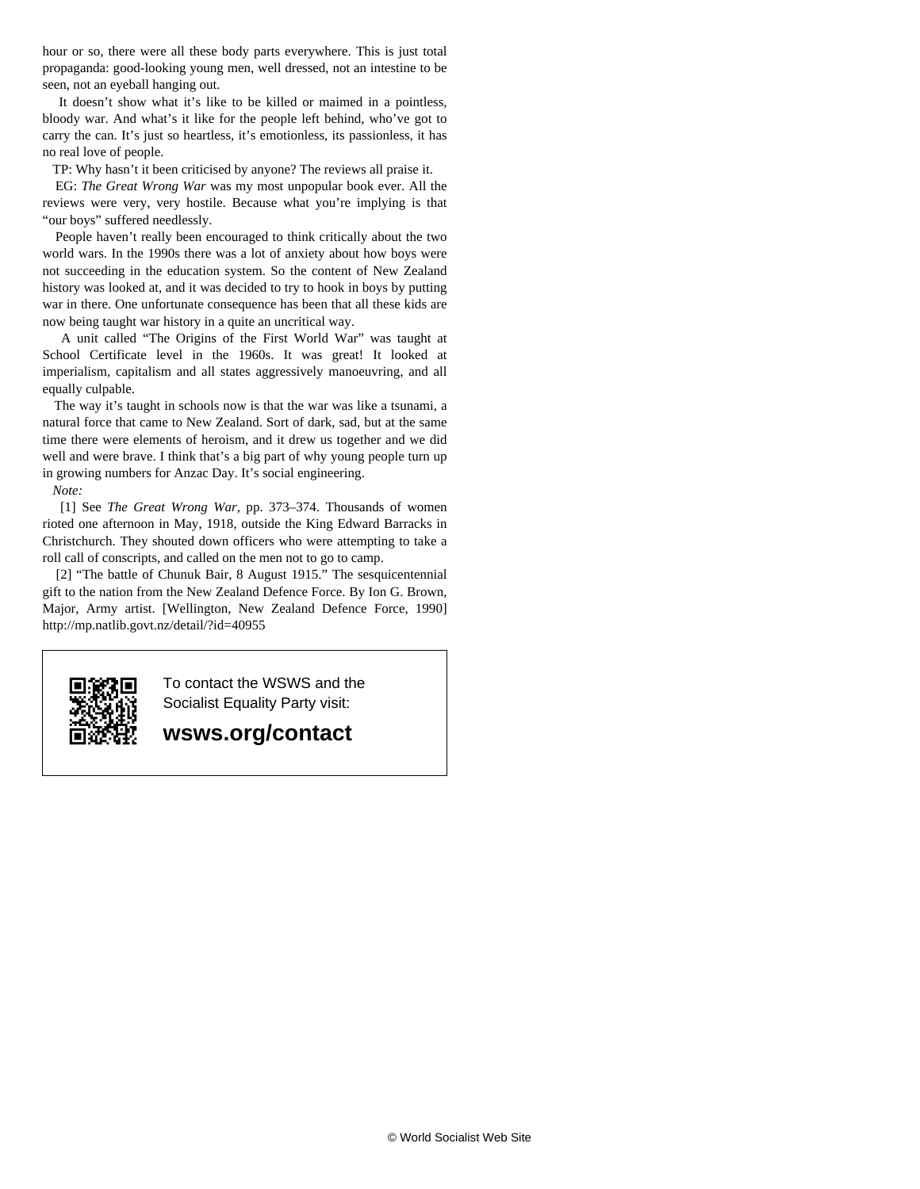hour or so, there were all these body parts everywhere. This is just total propaganda: good-looking young men, well dressed, not an intestine to be seen, not an eyeball hanging out.

It doesn't show what it's like to be killed or maimed in a pointless, bloody war. And what's it like for the people left behind, who've got to carry the can. It's just so heartless, it's emotionless, its passionless, it has no real love of people.

TP: Why hasn't it been criticised by anyone? The reviews all praise it.

EG: *The Great Wrong War* was my most unpopular book ever. All the reviews were very, very hostile. Because what you're implying is that "our boys" suffered needlessly.

People haven't really been encouraged to think critically about the two world wars. In the 1990s there was a lot of anxiety about how boys were not succeeding in the education system. So the content of New Zealand history was looked at, and it was decided to try to hook in boys by putting war in there. One unfortunate consequence has been that all these kids are now being taught war history in a quite an uncritical way.

A unit called "The Origins of the First World War" was taught at School Certificate level in the 1960s. It was great! It looked at imperialism, capitalism and all states aggressively manoeuvring, and all equally culpable.

The way it's taught in schools now is that the war was like a tsunami, a natural force that came to New Zealand. Sort of dark, sad, but at the same time there were elements of heroism, and it drew us together and we did well and were brave. I think that's a big part of why young people turn up in growing numbers for Anzac Day. It's social engineering.

*Note:*

[1] See *The Great Wrong War*, pp. 373–374. Thousands of women rioted one afternoon in May, 1918, outside the King Edward Barracks in Christchurch. They shouted down officers who were attempting to take a roll call of conscripts, and called on the men not to go to camp.

[2] "The battle of Chunuk Bair, 8 August 1915." The sesquicentennial gift to the nation from the New Zealand Defence Force. By Ion G. Brown, Major, Army artist. [Wellington, New Zealand Defence Force, 1990] http://mp.natlib.govt.nz/detail/?id=40955

To contact the WSWS and the Socialist Equality Party visit:

**wsws.org/contact**